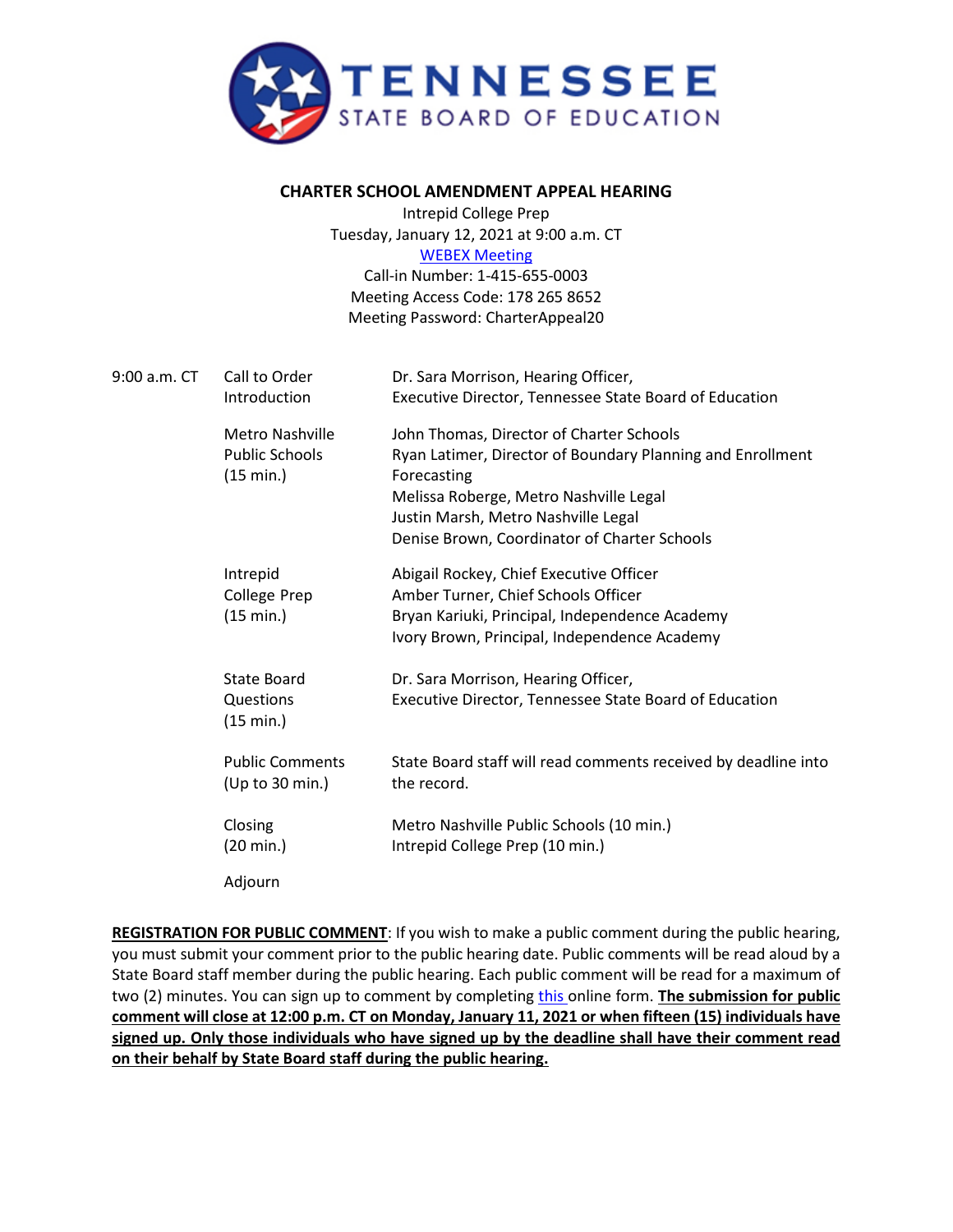# TENNESSEE STATE BOARD OF EDUCATION

## CHARTER SCHOOL AMENDMENT APPEAL HEARING

Intepid College Prep
Tuesday, January 12, 2021 at 9:00 a.m. CT
WEBEX Meeting
Call-in Number: 1-415-655-0003
Meeting Access Code: 178 265 8652
Meeting Password: CharterAppeal20

| | | |
|---|---|---|
| 9:00 a.m. CT | Call to Order<br>Introduction | Dr. Sara Morrison, Hearing Officer,<br>Executive Director, Tennessee State Board of Education |
| | Metro Nashville Public Schools (15 min.) | John Thomas, Director of Charter Schools<br>Ryan Latimer, Director of Boundary Planning and Enrollment Forecasting<br>Melissa Roberge, Metro Nashville Legal<br>Justin Marsh, Metro Nashville Legal<br>Denise Brown, Coordinator of Charter Schools |
| | Intrepid College Prep (15 min.) | Abigail Rockey, Chief Executive Officer<br>Amber Turner, Chief Schools Officer<br>Bryan Kariuki, Principal, Independence Academy<br>Ivory Brown, Principal, Independence Academy |
| | State Board Questions (15 min.) | Dr. Sara Morrison, Hearing Officer,<br>Executive Director, Tennessee State Board of Education |
| | Public Comments (Up to 30 min.) | State Board staff will read comments received by deadline into the record. |
| | Closing (20 min.) | Metro Nashville Public Schools (10 min.)<br>Intrepid College Prep (10 min.) |
| | Adjourn | |

**REGISTRATION FOR PUBLIC COMMENT**: If you wish to make a public comment during the public hearing, you must submit your comment prior to the public hearing date. Public comments will be read aloud by a State Board staff member during the public hearing. Each public comment will be read for a maximum of two (2) minutes. You can sign up to comment by completing this online form. **The submission for public comment will close at 12:00 p.m. CT on Monday, January 11, 2021 or when fifteen (15) individuals have signed up. Only those individuals who have signed up by the deadline shall have their comment read on their behalf by State Board staff during the public hearing.**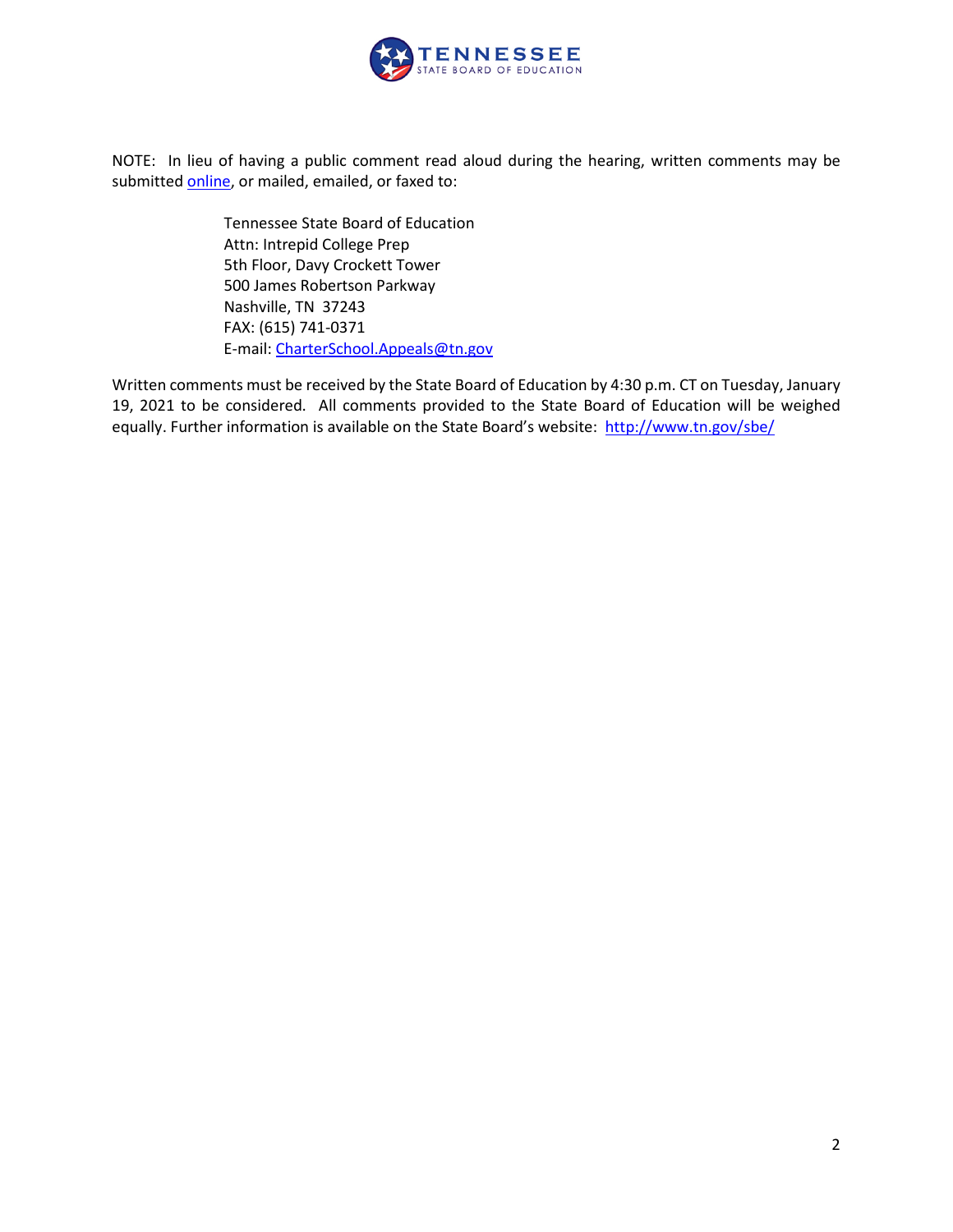NOTE: In lieu of having a public comment read aloud during the hearing, written comments may be submitted [online](), or mailed, emailed, or faxed to:

Tennessee State Board of Education  
Attn: Intrepid College Prep  
5th Floor, Davy Crockett Tower  
500 James Robertson Parkway  
Nashville, TN 37243  
FAX: (615) 741-0371  
E-mail: CharterSchool.Appeals@tn.gov

Written comments must be received by the State Board of Education by 4:30 p.m. CT on Tuesday, January 19, 2021 to be considered. All comments provided to the State Board of Education will be weighed equally. Further information is available on the State Board's website: http://www.tn.gov/sbe/